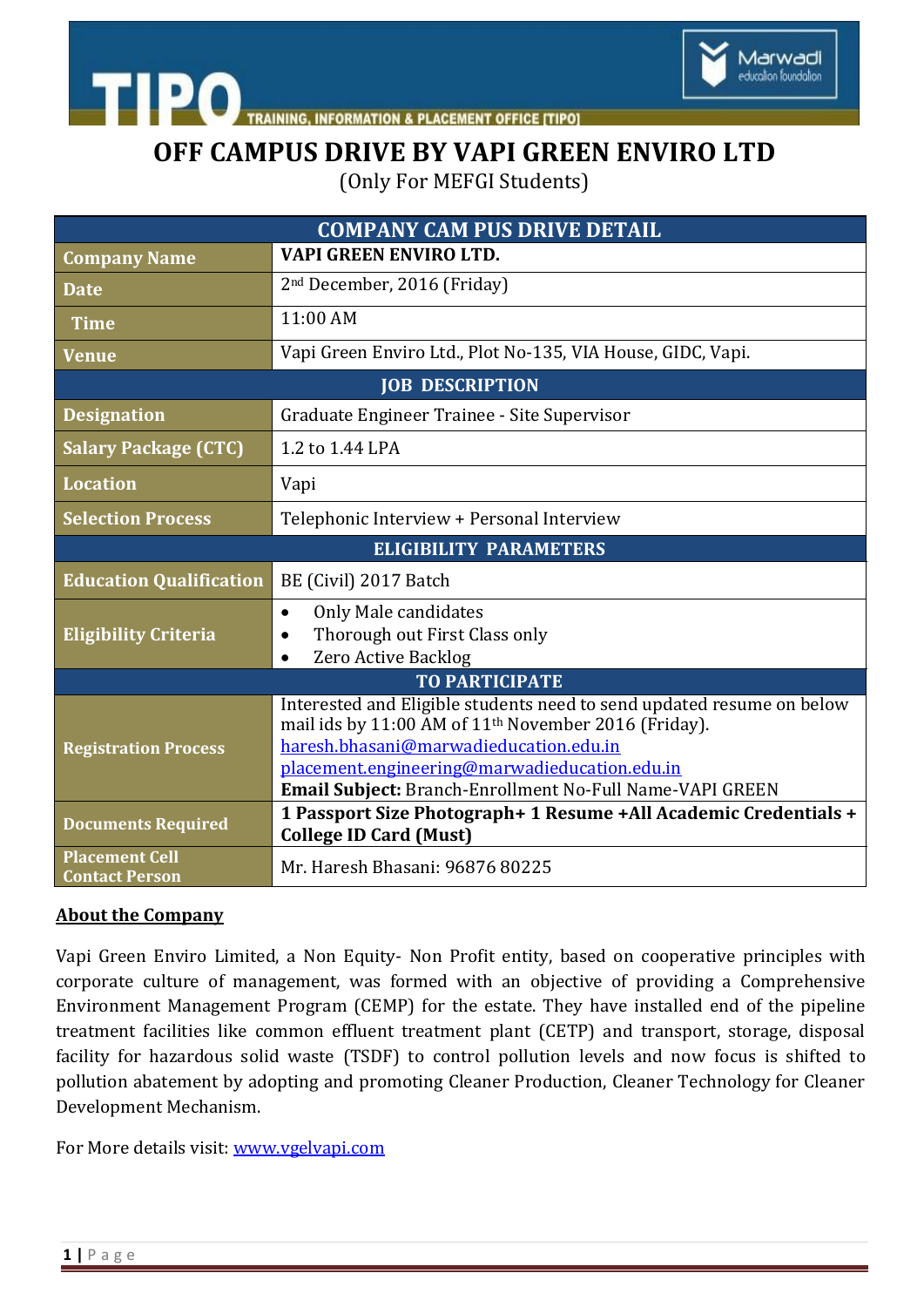# OFF CAMPUS DRIVE BY VAPI GREEN ENVIRO LTD

(Only For MEFGI Students)

| COMPANY CAM PUS DRIVE DETAIL | |
|---|---|
| **Company Name** | **VAPI GREEN ENVIRO LTD.** |
| **Date** | 2nd December, 2016 (Friday) |
| **Time** | 11:00 AM |
| **Venue** | Vapi Green Enviro Ltd., Plot No-135, VIA House, GIDC, Vapi. |
| **JOB DESCRIPTION** | |
| **Designation** | Graduate Engineer Trainee - Site Supervisor |
| **Salary Package (CTC)** | 1.2 to 1.44 LPA |
| **Location** | Vapi |
| **Selection Process** | Telephonic Interview + Personal Interview |
| **ELIGIBILITY PARAMETERS** | |
| **Education Qualification** | BE (Civil) 2017 Batch |
| **Eligibility Criteria** | • Only Male candidates<br>• Thorough out First Class only<br>• Zero Active Backlog |
| **TO PARTICIPATE** | |
| **Registration Process** | Interested and Eligible students need to send updated resume on below mail ids by 11:00 AM of 11th November 2016 (Friday).<br>haresh.bhasani@marwadieducation.edu.in<br>placement.engineering@marwadieducation.edu.in<br>**Email Subject:** Branch-Enrollment No-Full Name-VAPI GREEN |
| **Documents Required** | **1 Passport Size Photograph+ 1 Resume +All Academic Credentials + College ID Card (Must)** |
| **Placement Cell Contact Person** | Mr. Haresh Bhasani: 96876 80225 |

**About the Company**

Vapi Green Enviro Limited, a Non Equity- Non Profit entity, based on cooperative principles with corporate culture of management, was formed with an objective of providing a Comprehensive Environment Management Program (CEMP) for the estate. They have installed end of the pipeline treatment facilities like common effluent treatment plant (CETP) and transport, storage, disposal facility for hazardous solid waste (TSDF) to control pollution levels and now focus is shifted to pollution abatement by adopting and promoting Cleaner Production, Cleaner Technology for Cleaner Development Mechanism.

For More details visit: www.vgelvapi.com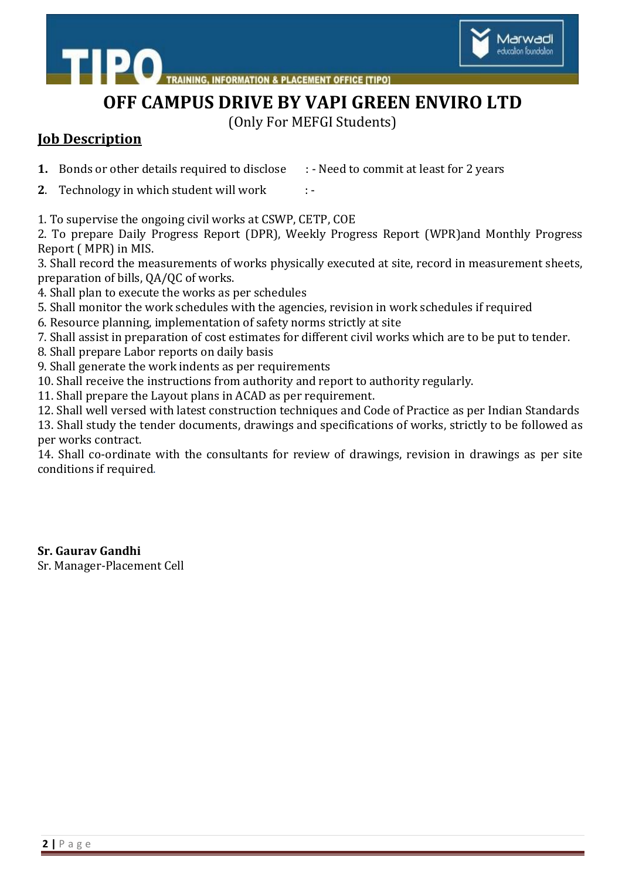# OFF CAMPUS DRIVE BY VAPI GREEN ENVIRO LTD

(Only For MEFGI Students)

## Job Description

**1.** Bonds or other details required to disclose : - Need to commit at least for 2 years

**2**. Technology in which student will work : -

1. To supervise the ongoing civil works at CSWP, CETP, COE
2. To prepare Daily Progress Report (DPR), Weekly Progress Report (WPR)and Monthly Progress Report ( MPR) in MIS.
3. Shall record the measurements of works physically executed at site, record in measurement sheets, preparation of bills, QA/QC of works.
4. Shall plan to execute the works as per schedules
5. Shall monitor the work schedules with the agencies, revision in work schedules if required
6. Resource planning, implementation of safety norms strictly at site
7. Shall assist in preparation of cost estimates for different civil works which are to be put to tender.
8. Shall prepare Labor reports on daily basis
9. Shall generate the work indents as per requirements
10. Shall receive the instructions from authority and report to authority regularly.
11. Shall prepare the Layout plans in ACAD as per requirement.
12. Shall well versed with latest construction techniques and Code of Practice as per Indian Standards
13. Shall study the tender documents, drawings and specifications of works, strictly to be followed as per works contract.
14. Shall co-ordinate with the consultants for review of drawings, revision in drawings as per site conditions if required.

**Sr. Gaurav Gandhi**
Sr. Manager-Placement Cell